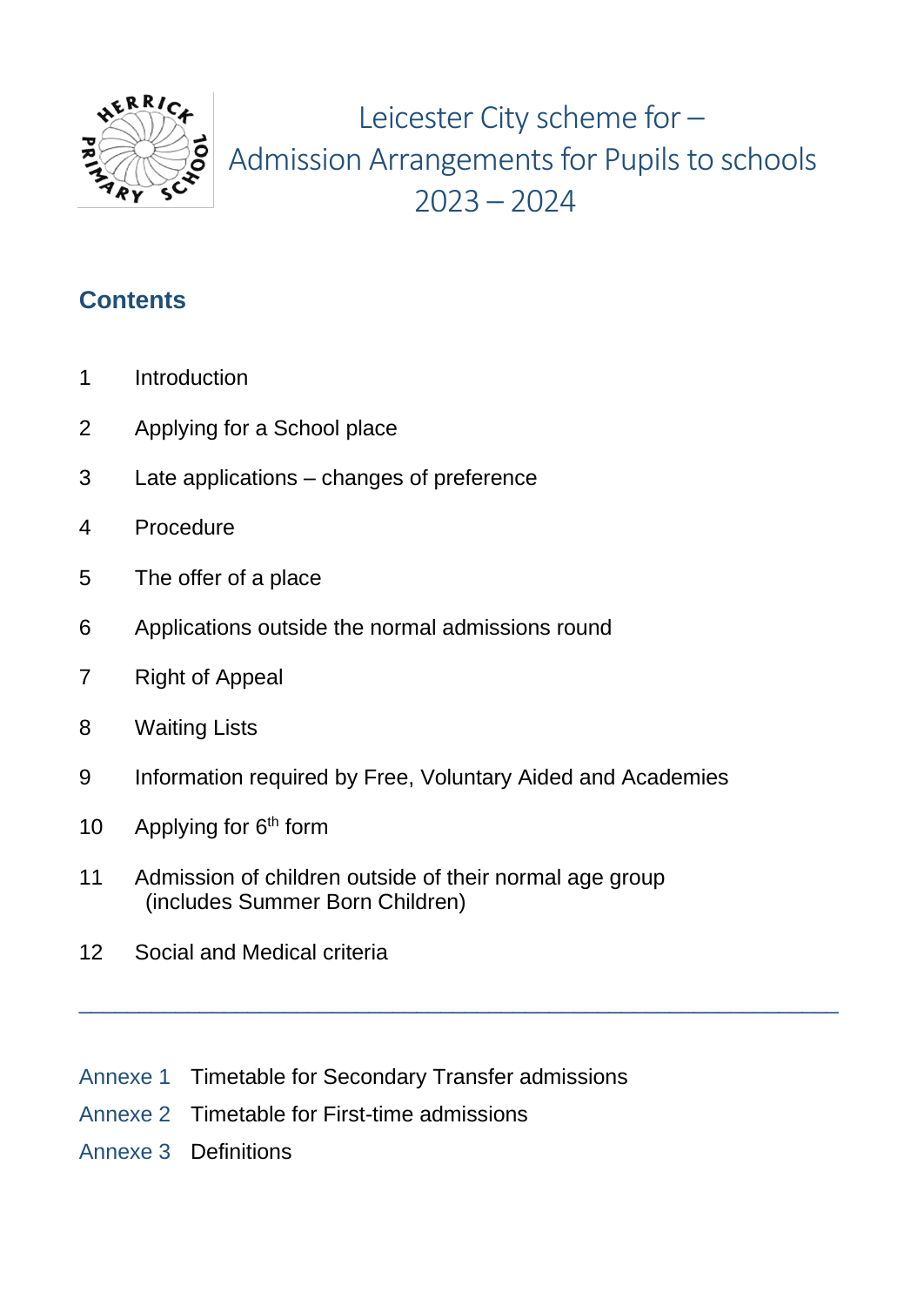# Leicester City scheme for – Admission Arrangements for Pupils to schools 2023 – 2024

## Contents

1 Introduction

2 Applying for a School place

3 Late applications – changes of preference

4 Procedure

5 The offer of a place

6 Applications outside the normal admissions round

7 Right of Appeal

8 Waiting Lists

9 Information required by Free, Voluntary Aided and Academies

10 Applying for 6th form

11 Admission of children outside of their normal age group (includes Summer Born Children)

12 Social and Medical criteria

---

Annexe 1 Timetable for Secondary Transfer admissions

Annexe 2 Timetable for First-time admissions

Annexe 3 Definitions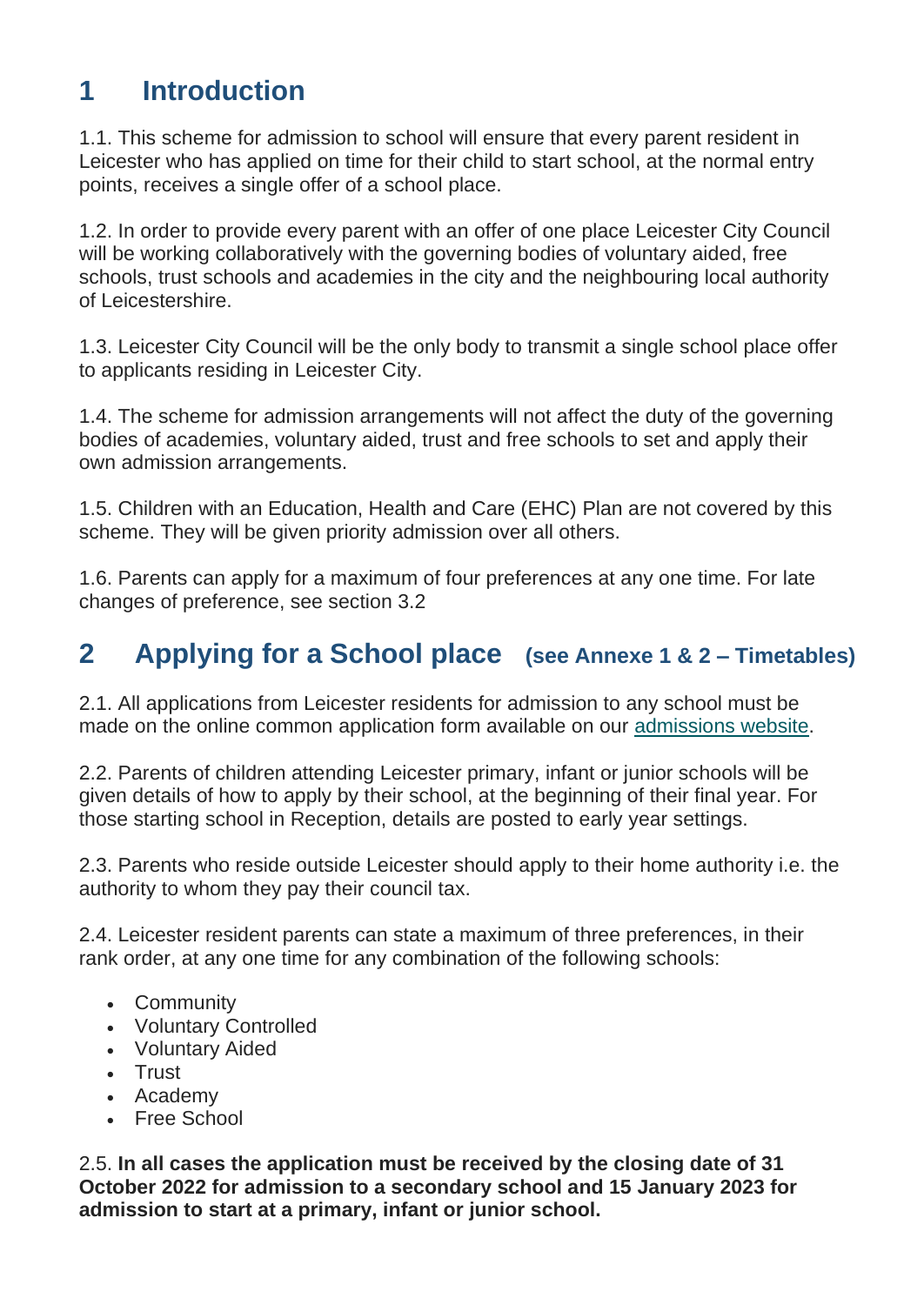# 1 Introduction

1.1. This scheme for admission to school will ensure that every parent resident in Leicester who has applied on time for their child to start school, at the normal entry points, receives a single offer of a school place.

1.2. In order to provide every parent with an offer of one place Leicester City Council will be working collaboratively with the governing bodies of voluntary aided, free schools, trust schools and academies in the city and the neighbouring local authority of Leicestershire.

1.3. Leicester City Council will be the only body to transmit a single school place offer to applicants residing in Leicester City.

1.4. The scheme for admission arrangements will not affect the duty of the governing bodies of academies, voluntary aided, trust and free schools to set and apply their own admission arrangements.

1.5. Children with an Education, Health and Care (EHC) Plan are not covered by this scheme. They will be given priority admission over all others.

1.6. Parents can apply for a maximum of four preferences at any one time. For late changes of preference, see section 3.2

# 2 Applying for a School place (see Annexe 1 & 2 – Timetables)

2.1. All applications from Leicester residents for admission to any school must be made on the online common application form available on our [admissions website](admissions website).

2.2. Parents of children attending Leicester primary, infant or junior schools will be given details of how to apply by their school, at the beginning of their final year. For those starting school in Reception, details are posted to early year settings.

2.3. Parents who reside outside Leicester should apply to their home authority i.e. the authority to whom they pay their council tax.

2.4. Leicester resident parents can state a maximum of three preferences, in their rank order, at any one time for any combination of the following schools:

- Community
- Voluntary Controlled
- Voluntary Aided
- Trust
- Academy
- Free School

2.5. **In all cases the application must be received by the closing date of 31 October 2022 for admission to a secondary school and 15 January 2023 for admission to start at a primary, infant or junior school.**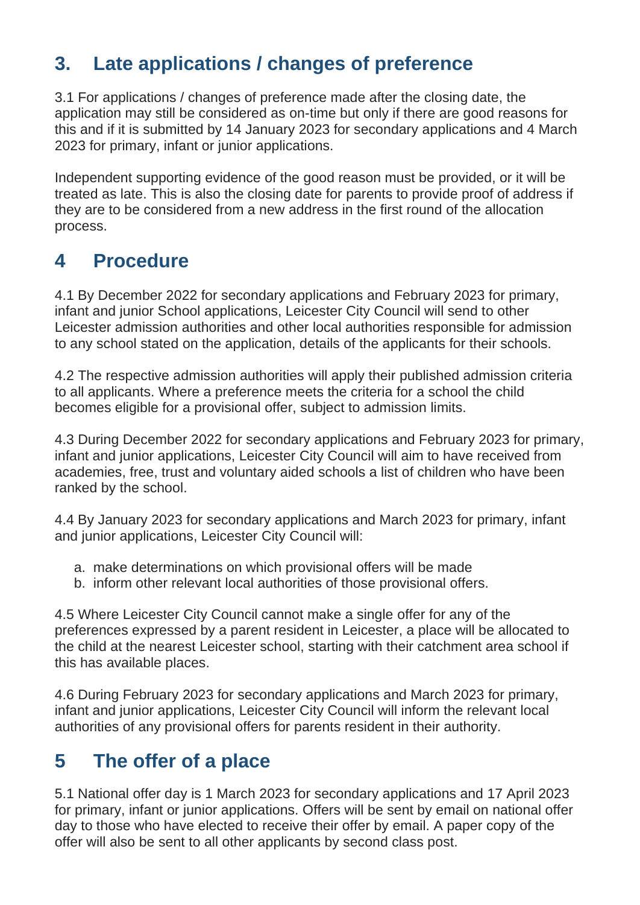## 3. Late applications / changes of preference

3.1 For applications / changes of preference made after the closing date, the application may still be considered as on-time but only if there are good reasons for this and if it is submitted by 14 January 2023 for secondary applications and 4 March 2023 for primary, infant or junior applications.

Independent supporting evidence of the good reason must be provided, or it will be treated as late. This is also the closing date for parents to provide proof of address if they are to be considered from a new address in the first round of the allocation process.

## 4 Procedure

4.1 By December 2022 for secondary applications and February 2023 for primary, infant and junior School applications, Leicester City Council will send to other Leicester admission authorities and other local authorities responsible for admission to any school stated on the application, details of the applicants for their schools.

4.2 The respective admission authorities will apply their published admission criteria to all applicants. Where a preference meets the criteria for a school the child becomes eligible for a provisional offer, subject to admission limits.

4.3 During December 2022 for secondary applications and February 2023 for primary, infant and junior applications, Leicester City Council will aim to have received from academies, free, trust and voluntary aided schools a list of children who have been ranked by the school.

4.4 By January 2023 for secondary applications and March 2023 for primary, infant and junior applications, Leicester City Council will:

a. make determinations on which provisional offers will be made
b. inform other relevant local authorities of those provisional offers.

4.5 Where Leicester City Council cannot make a single offer for any of the preferences expressed by a parent resident in Leicester, a place will be allocated to the child at the nearest Leicester school, starting with their catchment area school if this has available places.

4.6 During February 2023 for secondary applications and March 2023 for primary, infant and junior applications, Leicester City Council will inform the relevant local authorities of any provisional offers for parents resident in their authority.

## 5 The offer of a place

5.1 National offer day is 1 March 2023 for secondary applications and 17 April 2023 for primary, infant or junior applications. Offers will be sent by email on national offer day to those who have elected to receive their offer by email. A paper copy of the offer will also be sent to all other applicants by second class post.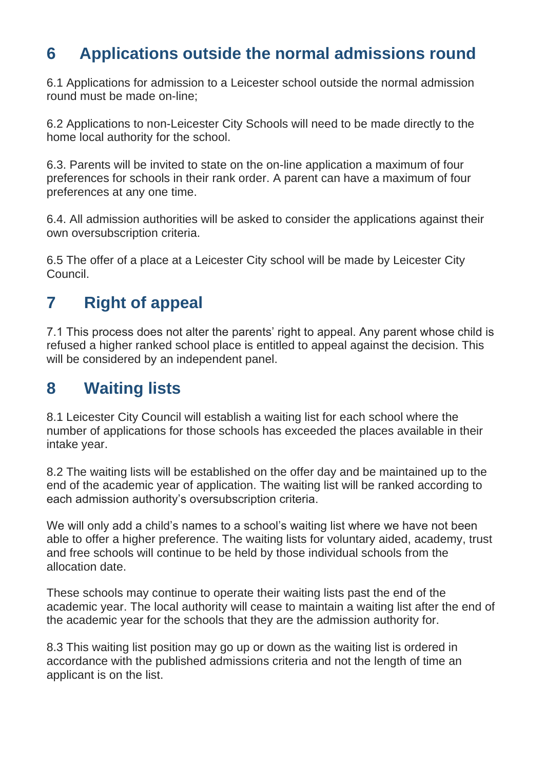## 6 Applications outside the normal admissions round

6.1 Applications for admission to a Leicester school outside the normal admission round must be made on-line;

6.2 Applications to non-Leicester City Schools will need to be made directly to the home local authority for the school.

6.3. Parents will be invited to state on the on-line application a maximum of four preferences for schools in their rank order. A parent can have a maximum of four preferences at any one time.

6.4. All admission authorities will be asked to consider the applications against their own oversubscription criteria.

6.5 The offer of a place at a Leicester City school will be made by Leicester City Council.

## 7 Right of appeal

7.1 This process does not alter the parents' right to appeal. Any parent whose child is refused a higher ranked school place is entitled to appeal against the decision. This will be considered by an independent panel.

## 8 Waiting lists

8.1 Leicester City Council will establish a waiting list for each school where the number of applications for those schools has exceeded the places available in their intake year.

8.2 The waiting lists will be established on the offer day and be maintained up to the end of the academic year of application. The waiting list will be ranked according to each admission authority's oversubscription criteria.

We will only add a child's names to a school's waiting list where we have not been able to offer a higher preference. The waiting lists for voluntary aided, academy, trust and free schools will continue to be held by those individual schools from the allocation date.

These schools may continue to operate their waiting lists past the end of the academic year. The local authority will cease to maintain a waiting list after the end of the academic year for the schools that they are the admission authority for.

8.3 This waiting list position may go up or down as the waiting list is ordered in accordance with the published admissions criteria and not the length of time an applicant is on the list.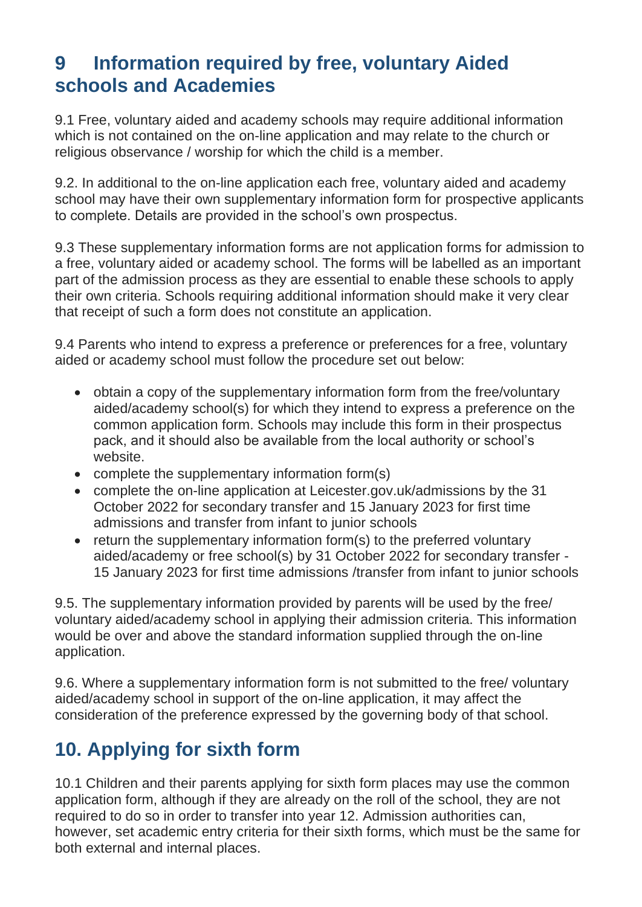## 9 Information required by free, voluntary Aided schools and Academies

9.1 Free, voluntary aided and academy schools may require additional information which is not contained on the on-line application and may relate to the church or religious observance / worship for which the child is a member.

9.2. In additional to the on-line application each free, voluntary aided and academy school may have their own supplementary information form for prospective applicants to complete. Details are provided in the school's own prospectus.

9.3 These supplementary information forms are not application forms for admission to a free, voluntary aided or academy school. The forms will be labelled as an important part of the admission process as they are essential to enable these schools to apply their own criteria. Schools requiring additional information should make it very clear that receipt of such a form does not constitute an application.

9.4 Parents who intend to express a preference or preferences for a free, voluntary aided or academy school must follow the procedure set out below:

- obtain a copy of the supplementary information form from the free/voluntary aided/academy school(s) for which they intend to express a preference on the common application form. Schools may include this form in their prospectus pack, and it should also be available from the local authority or school's website.
- complete the supplementary information form(s)
- complete the on-line application at Leicester.gov.uk/admissions by the 31 October 2022 for secondary transfer and 15 January 2023 for first time admissions and transfer from infant to junior schools
- return the supplementary information form(s) to the preferred voluntary aided/academy or free school(s) by 31 October 2022 for secondary transfer - 15 January 2023 for first time admissions /transfer from infant to junior schools

9.5. The supplementary information provided by parents will be used by the free/ voluntary aided/academy school in applying their admission criteria. This information would be over and above the standard information supplied through the on-line application.

9.6. Where a supplementary information form is not submitted to the free/ voluntary aided/academy school in support of the on-line application, it may affect the consideration of the preference expressed by the governing body of that school.

## 10. Applying for sixth form

10.1 Children and their parents applying for sixth form places may use the common application form, although if they are already on the roll of the school, they are not required to do so in order to transfer into year 12. Admission authorities can, however, set academic entry criteria for their sixth forms, which must be the same for both external and internal places.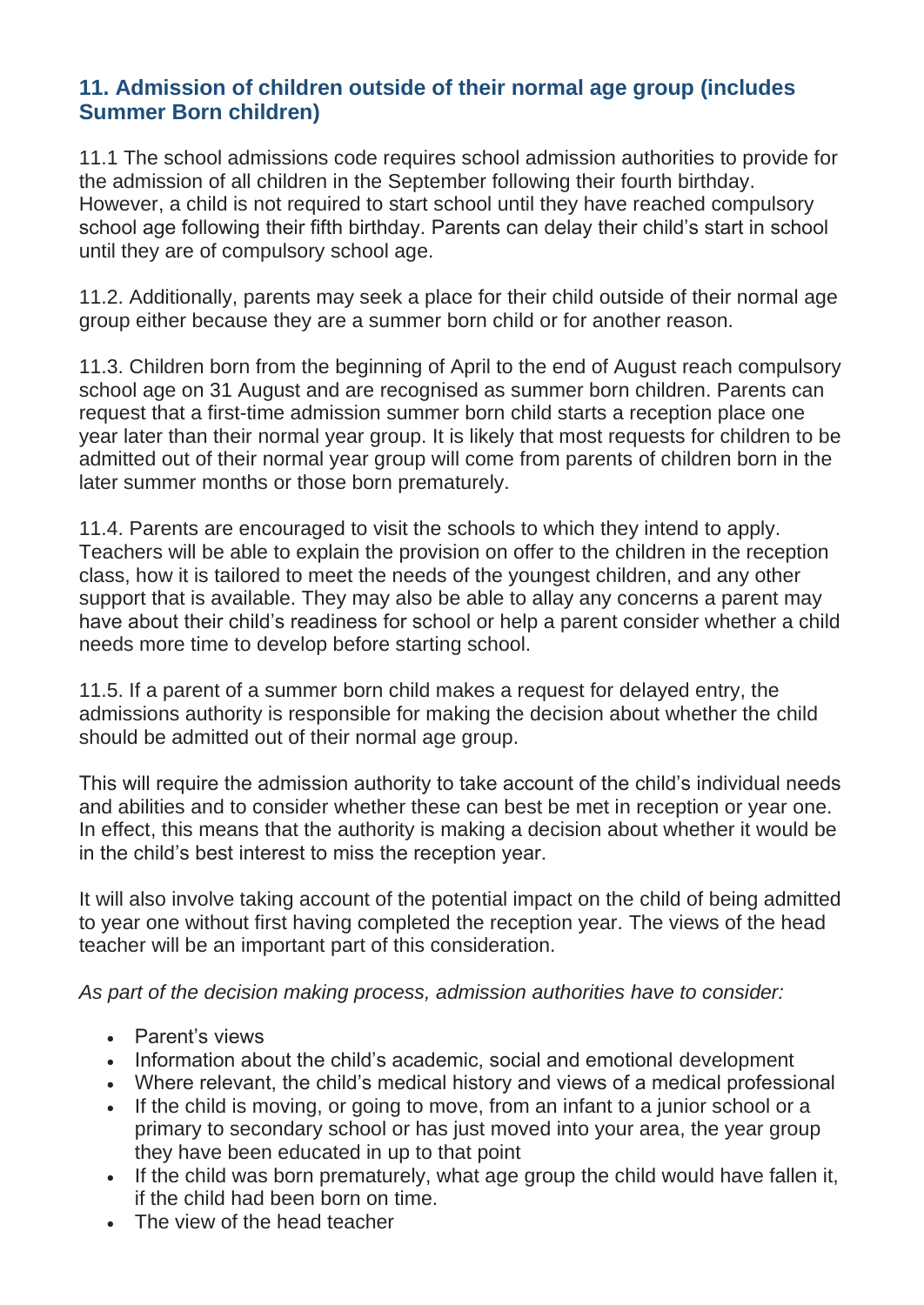## 11. Admission of children outside of their normal age group (includes Summer Born children)

11.1 The school admissions code requires school admission authorities to provide for the admission of all children in the September following their fourth birthday. However, a child is not required to start school until they have reached compulsory school age following their fifth birthday. Parents can delay their child's start in school until they are of compulsory school age.

11.2. Additionally, parents may seek a place for their child outside of their normal age group either because they are a summer born child or for another reason.

11.3. Children born from the beginning of April to the end of August reach compulsory school age on 31 August and are recognised as summer born children. Parents can request that a first-time admission summer born child starts a reception place one year later than their normal year group. It is likely that most requests for children to be admitted out of their normal year group will come from parents of children born in the later summer months or those born prematurely.

11.4. Parents are encouraged to visit the schools to which they intend to apply. Teachers will be able to explain the provision on offer to the children in the reception class, how it is tailored to meet the needs of the youngest children, and any other support that is available. They may also be able to allay any concerns a parent may have about their child's readiness for school or help a parent consider whether a child needs more time to develop before starting school.

11.5. If a parent of a summer born child makes a request for delayed entry, the admissions authority is responsible for making the decision about whether the child should be admitted out of their normal age group.

This will require the admission authority to take account of the child's individual needs and abilities and to consider whether these can best be met in reception or year one. In effect, this means that the authority is making a decision about whether it would be in the child's best interest to miss the reception year.

It will also involve taking account of the potential impact on the child of being admitted to year one without first having completed the reception year. The views of the head teacher will be an important part of this consideration.

*As part of the decision making process, admission authorities have to consider:*

- Parent's views
- Information about the child's academic, social and emotional development
- Where relevant, the child's medical history and views of a medical professional
- If the child is moving, or going to move, from an infant to a junior school or a primary to secondary school or has just moved into your area, the year group they have been educated in up to that point
- If the child was born prematurely, what age group the child would have fallen it, if the child had been born on time.
- The view of the head teacher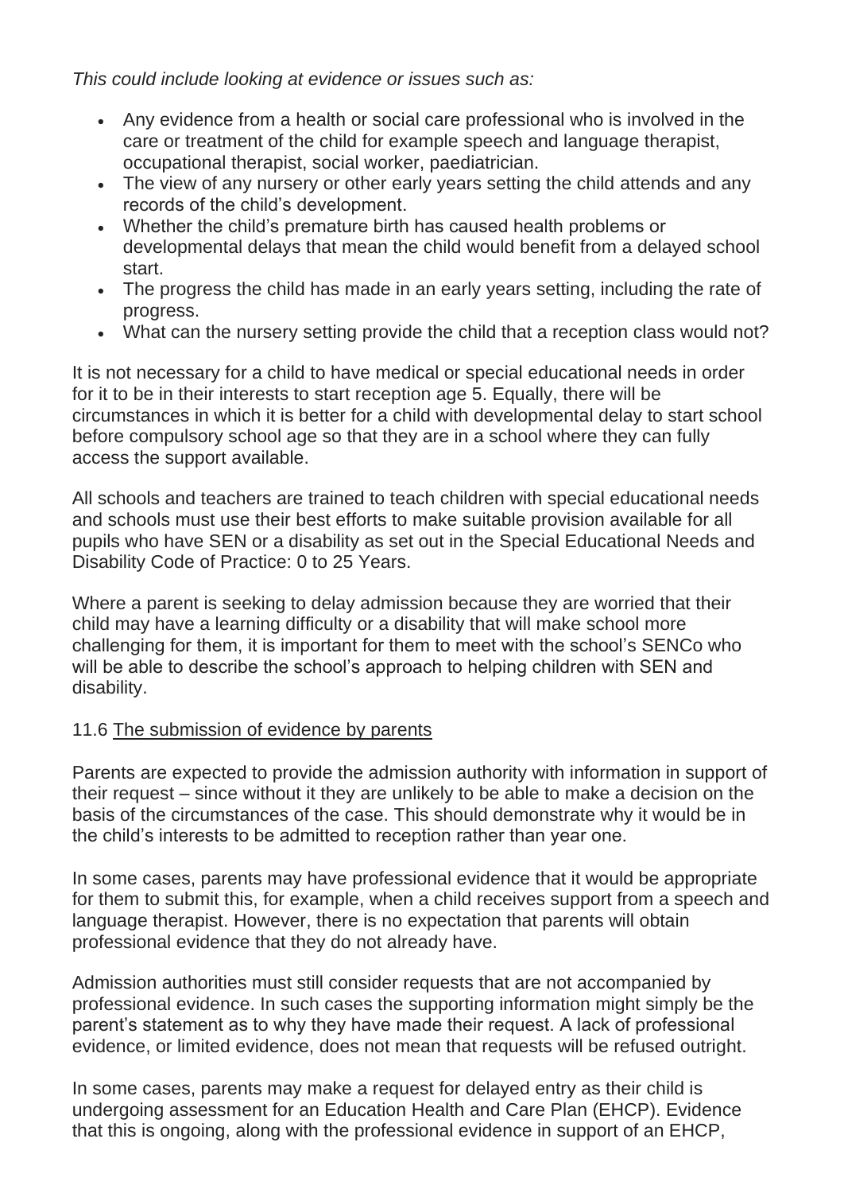*This could include looking at evidence or issues such as:*

- Any evidence from a health or social care professional who is involved in the care or treatment of the child for example speech and language therapist, occupational therapist, social worker, paediatrician.
- The view of any nursery or other early years setting the child attends and any records of the child's development.
- Whether the child's premature birth has caused health problems or developmental delays that mean the child would benefit from a delayed school start.
- The progress the child has made in an early years setting, including the rate of progress.
- What can the nursery setting provide the child that a reception class would not?

It is not necessary for a child to have medical or special educational needs in order for it to be in their interests to start reception age 5. Equally, there will be circumstances in which it is better for a child with developmental delay to start school before compulsory school age so that they are in a school where they can fully access the support available.

All schools and teachers are trained to teach children with special educational needs and schools must use their best efforts to make suitable provision available for all pupils who have SEN or a disability as set out in the Special Educational Needs and Disability Code of Practice: 0 to 25 Years.

Where a parent is seeking to delay admission because they are worried that their child may have a learning difficulty or a disability that will make school more challenging for them, it is important for them to meet with the school's SENCo who will be able to describe the school's approach to helping children with SEN and disability.

11.6 The submission of evidence by parents

Parents are expected to provide the admission authority with information in support of their request – since without it they are unlikely to be able to make a decision on the basis of the circumstances of the case. This should demonstrate why it would be in the child's interests to be admitted to reception rather than year one.

In some cases, parents may have professional evidence that it would be appropriate for them to submit this, for example, when a child receives support from a speech and language therapist. However, there is no expectation that parents will obtain professional evidence that they do not already have.

Admission authorities must still consider requests that are not accompanied by professional evidence. In such cases the supporting information might simply be the parent's statement as to why they have made their request. A lack of professional evidence, or limited evidence, does not mean that requests will be refused outright.

In some cases, parents may make a request for delayed entry as their child is undergoing assessment for an Education Health and Care Plan (EHCP). Evidence that this is ongoing, along with the professional evidence in support of an EHCP,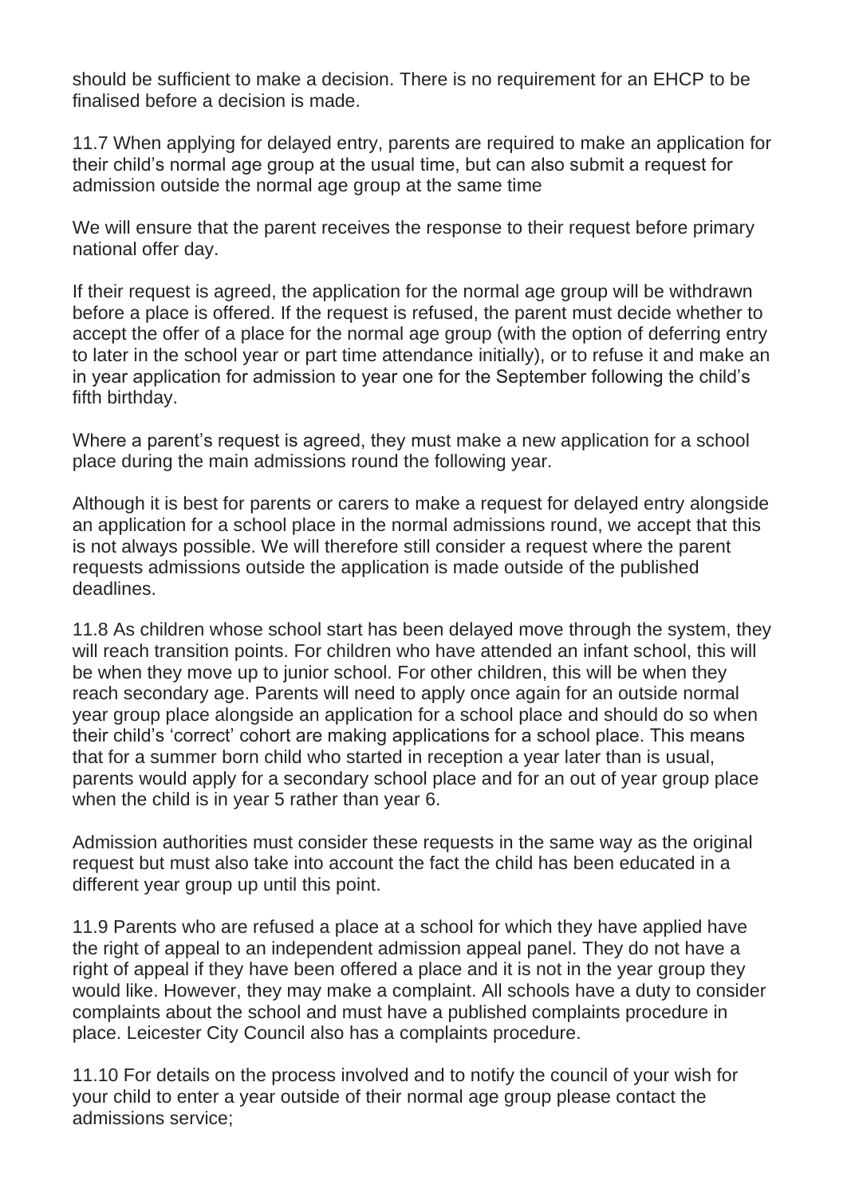should be sufficient to make a decision. There is no requirement for an EHCP to be finalised before a decision is made.

11.7 When applying for delayed entry, parents are required to make an application for their child's normal age group at the usual time, but can also submit a request for admission outside the normal age group at the same time

We will ensure that the parent receives the response to their request before primary national offer day.

If their request is agreed, the application for the normal age group will be withdrawn before a place is offered. If the request is refused, the parent must decide whether to accept the offer of a place for the normal age group (with the option of deferring entry to later in the school year or part time attendance initially), or to refuse it and make an in year application for admission to year one for the September following the child's fifth birthday.

Where a parent's request is agreed, they must make a new application for a school place during the main admissions round the following year.

Although it is best for parents or carers to make a request for delayed entry alongside an application for a school place in the normal admissions round, we accept that this is not always possible. We will therefore still consider a request where the parent requests admissions outside the application is made outside of the published deadlines.

11.8 As children whose school start has been delayed move through the system, they will reach transition points. For children who have attended an infant school, this will be when they move up to junior school. For other children, this will be when they reach secondary age. Parents will need to apply once again for an outside normal year group place alongside an application for a school place and should do so when their child's 'correct' cohort are making applications for a school place. This means that for a summer born child who started in reception a year later than is usual, parents would apply for a secondary school place and for an out of year group place when the child is in year 5 rather than year 6.

Admission authorities must consider these requests in the same way as the original request but must also take into account the fact the child has been educated in a different year group up until this point.

11.9 Parents who are refused a place at a school for which they have applied have the right of appeal to an independent admission appeal panel. They do not have a right of appeal if they have been offered a place and it is not in the year group they would like. However, they may make a complaint. All schools have a duty to consider complaints about the school and must have a published complaints procedure in place. Leicester City Council also has a complaints procedure.

11.10 For details on the process involved and to notify the council of your wish for your child to enter a year outside of their normal age group please contact the admissions service;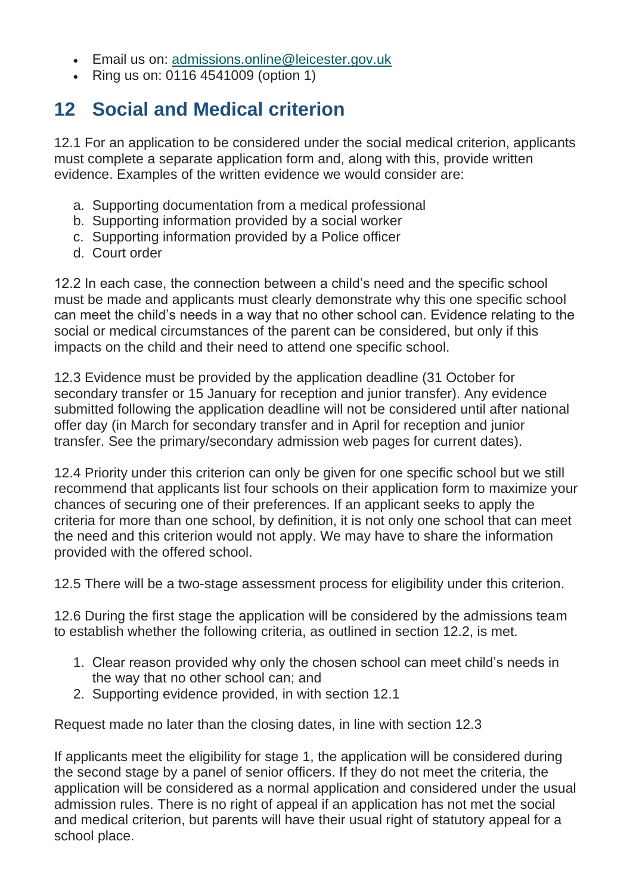- Email us on: admissions.online@leicester.gov.uk
- Ring us on: 0116 4541009 (option 1)

## 12 Social and Medical criterion

12.1 For an application to be considered under the social medical criterion, applicants must complete a separate application form and, along with this, provide written evidence. Examples of the written evidence we would consider are:

a. Supporting documentation from a medical professional
b. Supporting information provided by a social worker
c. Supporting information provided by a Police officer
d. Court order

12.2 In each case, the connection between a child's need and the specific school must be made and applicants must clearly demonstrate why this one specific school can meet the child's needs in a way that no other school can. Evidence relating to the social or medical circumstances of the parent can be considered, but only if this impacts on the child and their need to attend one specific school.

12.3 Evidence must be provided by the application deadline (31 October for secondary transfer or 15 January for reception and junior transfer). Any evidence submitted following the application deadline will not be considered until after national offer day (in March for secondary transfer and in April for reception and junior transfer. See the primary/secondary admission web pages for current dates).

12.4 Priority under this criterion can only be given for one specific school but we still recommend that applicants list four schools on their application form to maximize your chances of securing one of their preferences. If an applicant seeks to apply the criteria for more than one school, by definition, it is not only one school that can meet the need and this criterion would not apply. We may have to share the information provided with the offered school.

12.5 There will be a two-stage assessment process for eligibility under this criterion.

12.6 During the first stage the application will be considered by the admissions team to establish whether the following criteria, as outlined in section 12.2, is met.

1. Clear reason provided why only the chosen school can meet child's needs in the way that no other school can; and
2. Supporting evidence provided, in with section 12.1

Request made no later than the closing dates, in line with section 12.3

If applicants meet the eligibility for stage 1, the application will be considered during the second stage by a panel of senior officers. If they do not meet the criteria, the application will be considered as a normal application and considered under the usual admission rules. There is no right of appeal if an application has not met the social and medical criterion, but parents will have their usual right of statutory appeal for a school place.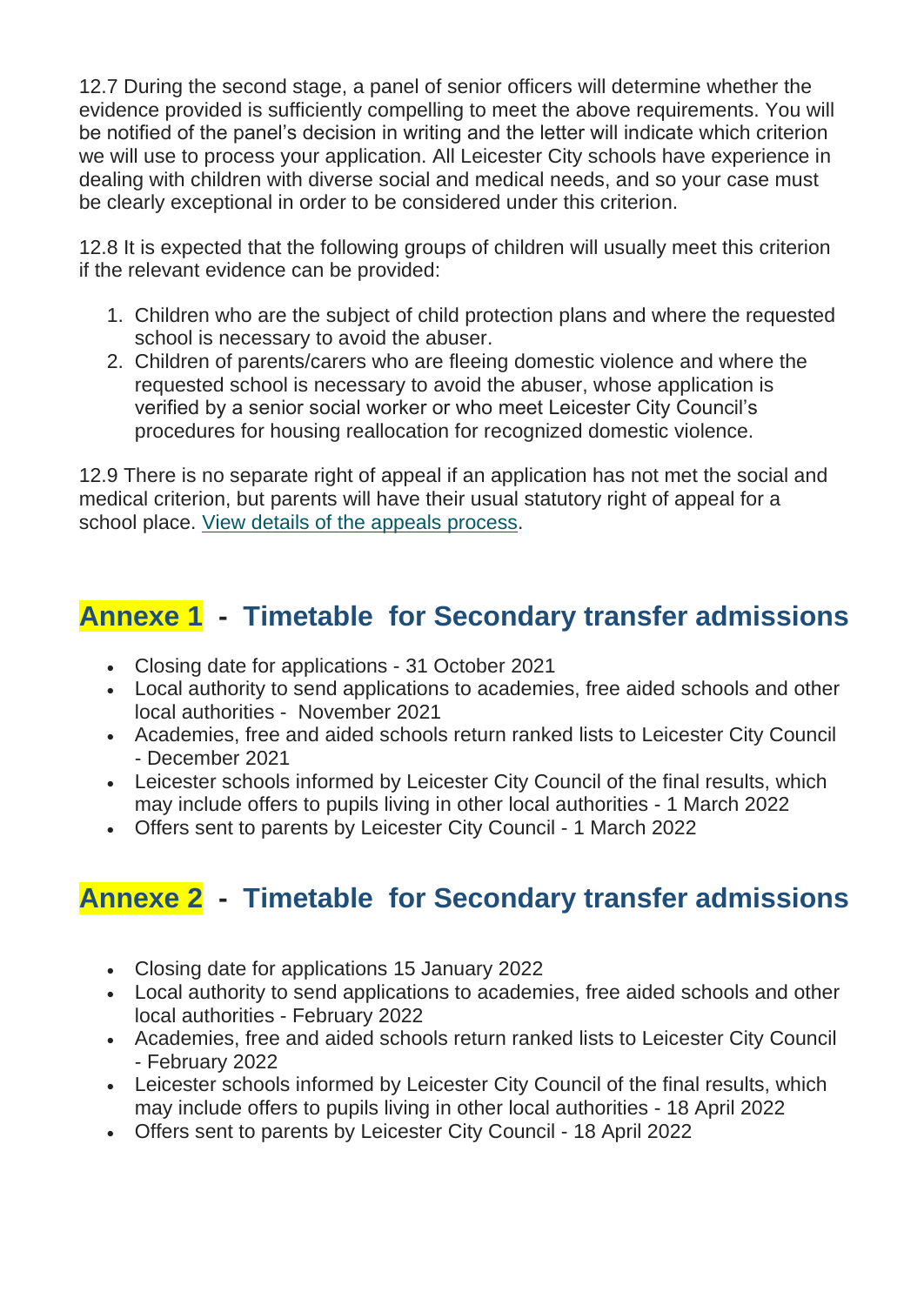12.7 During the second stage, a panel of senior officers will determine whether the evidence provided is sufficiently compelling to meet the above requirements. You will be notified of the panel's decision in writing and the letter will indicate which criterion we will use to process your application. All Leicester City schools have experience in dealing with children with diverse social and medical needs, and so your case must be clearly exceptional in order to be considered under this criterion.

12.8 It is expected that the following groups of children will usually meet this criterion if the relevant evidence can be provided:

1. Children who are the subject of child protection plans and where the requested school is necessary to avoid the abuser.
2. Children of parents/carers who are fleeing domestic violence and where the requested school is necessary to avoid the abuser, whose application is verified by a senior social worker or who meet Leicester City Council's procedures for housing reallocation for recognized domestic violence.

12.9 There is no separate right of appeal if an application has not met the social and medical criterion, but parents will have their usual statutory right of appeal for a school place. View details of the appeals process.

## Annexe 1 - Timetable for Secondary transfer admissions

- Closing date for applications - 31 October 2021
- Local authority to send applications to academies, free aided schools and other local authorities - November 2021
- Academies, free and aided schools return ranked lists to Leicester City Council - December 2021
- Leicester schools informed by Leicester City Council of the final results, which may include offers to pupils living in other local authorities - 1 March 2022
- Offers sent to parents by Leicester City Council - 1 March 2022

## Annexe 2 - Timetable for Secondary transfer admissions

- Closing date for applications 15 January 2022
- Local authority to send applications to academies, free aided schools and other local authorities - February 2022
- Academies, free and aided schools return ranked lists to Leicester City Council - February 2022
- Leicester schools informed by Leicester City Council of the final results, which may include offers to pupils living in other local authorities - 18 April 2022
- Offers sent to parents by Leicester City Council - 18 April 2022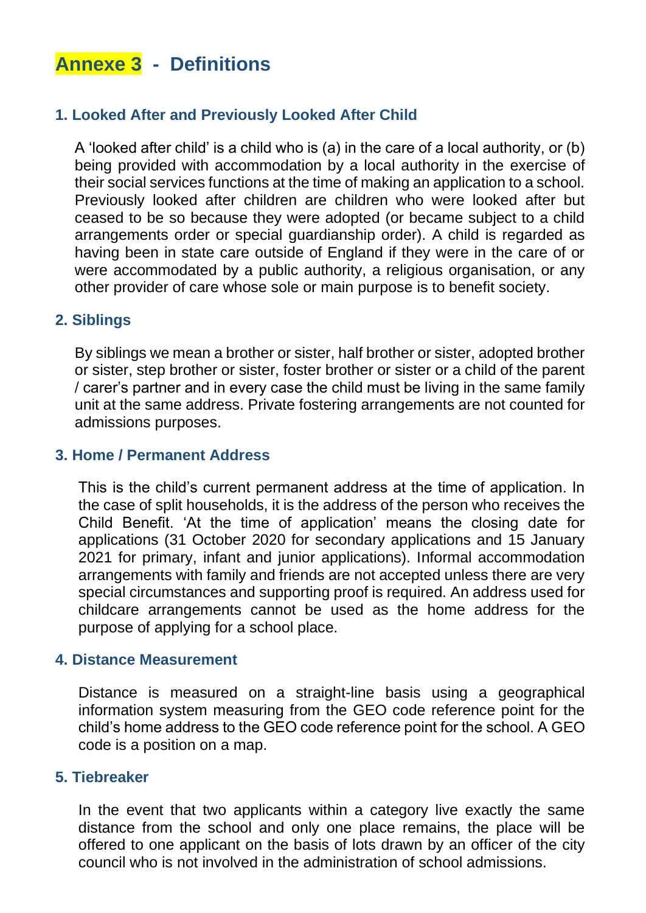# Annexe 3 - Definitions

### 1. Looked After and Previously Looked After Child

A 'looked after child' is a child who is (a) in the care of a local authority, or (b) being provided with accommodation by a local authority in the exercise of their social services functions at the time of making an application to a school. Previously looked after children are children who were looked after but ceased to be so because they were adopted (or became subject to a child arrangements order or special guardianship order). A child is regarded as having been in state care outside of England if they were in the care of or were accommodated by a public authority, a religious organisation, or any other provider of care whose sole or main purpose is to benefit society.

### 2. Siblings

By siblings we mean a brother or sister, half brother or sister, adopted brother or sister, step brother or sister, foster brother or sister or a child of the parent / carer's partner and in every case the child must be living in the same family unit at the same address. Private fostering arrangements are not counted for admissions purposes.

### 3. Home / Permanent Address

This is the child's current permanent address at the time of application. In the case of split households, it is the address of the person who receives the Child Benefit. 'At the time of application' means the closing date for applications (31 October 2020 for secondary applications and 15 January 2021 for primary, infant and junior applications). Informal accommodation arrangements with family and friends are not accepted unless there are very special circumstances and supporting proof is required. An address used for childcare arrangements cannot be used as the home address for the purpose of applying for a school place.

### 4. Distance Measurement

Distance is measured on a straight-line basis using a geographical information system measuring from the GEO code reference point for the child's home address to the GEO code reference point for the school. A GEO code is a position on a map.

### 5. Tiebreaker

In the event that two applicants within a category live exactly the same distance from the school and only one place remains, the place will be offered to one applicant on the basis of lots drawn by an officer of the city council who is not involved in the administration of school admissions.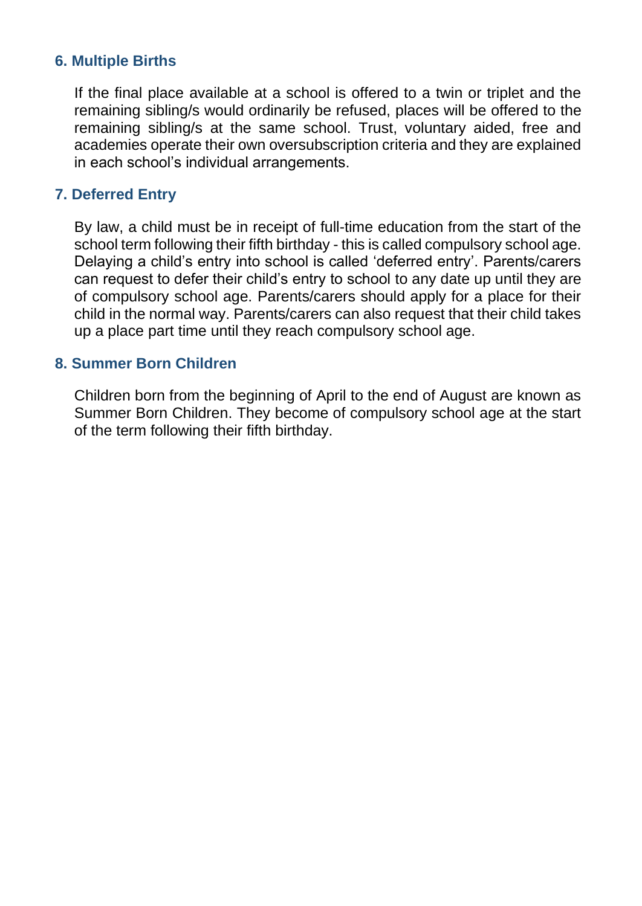## 6. Multiple Births

If the final place available at a school is offered to a twin or triplet and the remaining sibling/s would ordinarily be refused, places will be offered to the remaining sibling/s at the same school. Trust, voluntary aided, free and academies operate their own oversubscription criteria and they are explained in each school's individual arrangements.

## 7. Deferred Entry

By law, a child must be in receipt of full-time education from the start of the school term following their fifth birthday - this is called compulsory school age. Delaying a child's entry into school is called 'deferred entry'. Parents/carers can request to defer their child's entry to school to any date up until they are of compulsory school age. Parents/carers should apply for a place for their child in the normal way. Parents/carers can also request that their child takes up a place part time until they reach compulsory school age.

## 8. Summer Born Children

Children born from the beginning of April to the end of August are known as Summer Born Children. They become of compulsory school age at the start of the term following their fifth birthday.